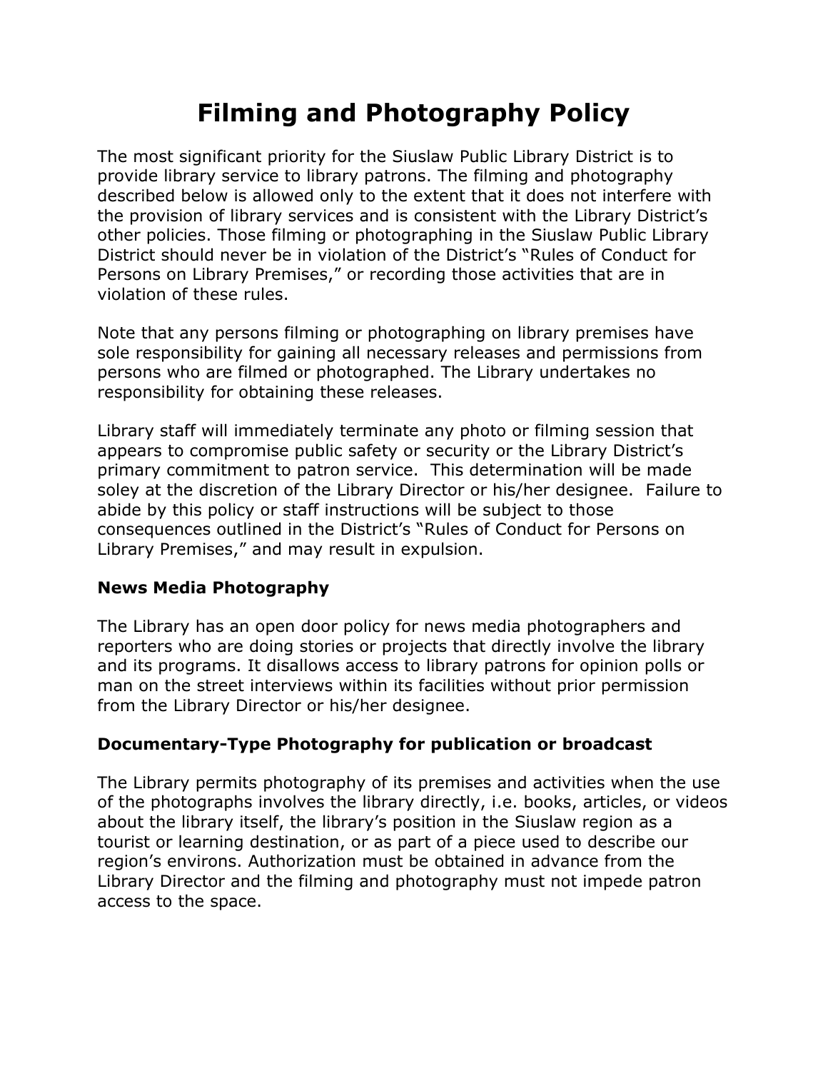# Filming and Photography Policy

The most significant priority for the Siuslaw Public Library District is to provide library service to library patrons. The filming and photography described below is allowed only to the extent that it does not interfere with the provision of library services and is consistent with the Library District's other policies. Those filming or photographing in the Siuslaw Public Library District should never be in violation of the District's "Rules of Conduct for Persons on Library Premises," or recording those activities that are in violation of these rules.

Note that any persons filming or photographing on library premises have sole responsibility for gaining all necessary releases and permissions from persons who are filmed or photographed. The Library undertakes no responsibility for obtaining these releases.

Library staff will immediately terminate any photo or filming session that appears to compromise public safety or security or the Library District's primary commitment to patron service. This determination will be made soley at the discretion of the Library Director or his/her designee. Failure to abide by this policy or staff instructions will be subject to those consequences outlined in the District's "Rules of Conduct for Persons on Library Premises," and may result in expulsion.

**News Media Photography**

The Library has an open door policy for news media photographers and reporters who are doing stories or projects that directly involve the library and its programs. It disallows access to library patrons for opinion polls or man on the street interviews within its facilities without prior permission from the Library Director or his/her designee.

**Documentary-Type Photography for publication or broadcast**

The Library permits photography of its premises and activities when the use of the photographs involves the library directly, i.e. books, articles, or videos about the library itself, the library's position in the Siuslaw region as a tourist or learning destination, or as part of a piece used to describe our region's environs. Authorization must be obtained in advance from the Library Director and the filming and photography must not impede patron access to the space.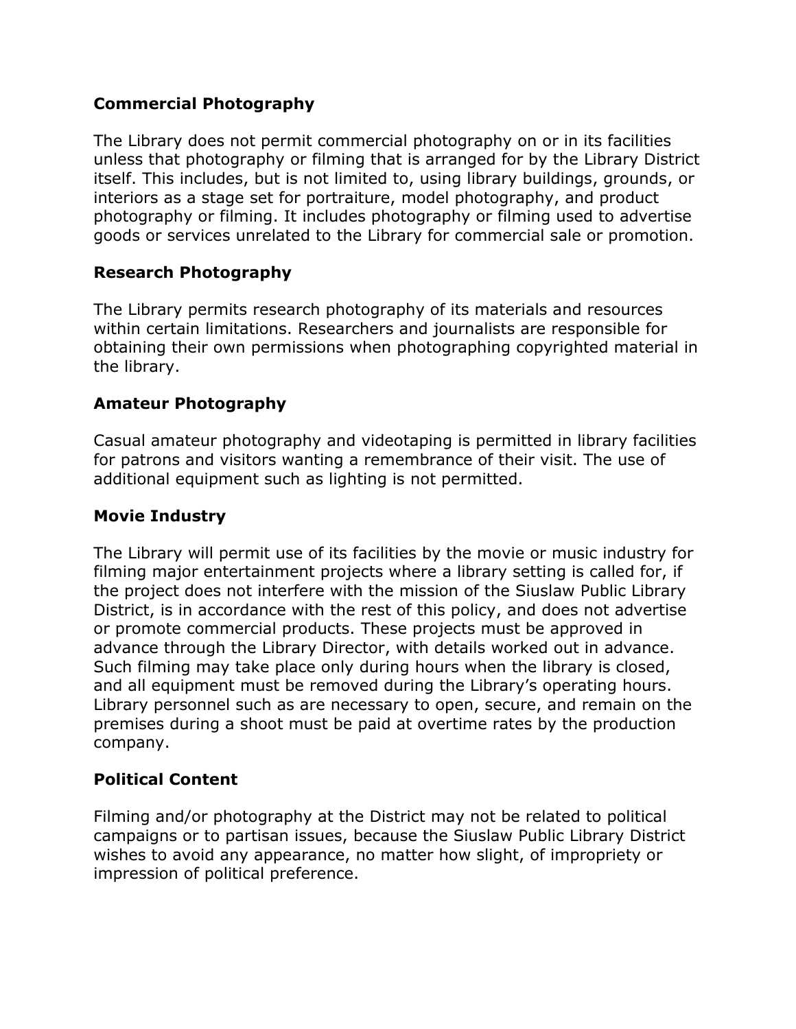### Commercial Photography

The Library does not permit commercial photography on or in its facilities unless that photography or filming that is arranged for by the Library District itself. This includes, but is not limited to, using library buildings, grounds, or interiors as a stage set for portraiture, model photography, and product photography or filming. It includes photography or filming used to advertise goods or services unrelated to the Library for commercial sale or promotion.

### Research Photography

The Library permits research photography of its materials and resources within certain limitations. Researchers and journalists are responsible for obtaining their own permissions when photographing copyrighted material in the library.

### Amateur Photography

Casual amateur photography and videotaping is permitted in library facilities for patrons and visitors wanting a remembrance of their visit. The use of additional equipment such as lighting is not permitted.

### Movie Industry

The Library will permit use of its facilities by the movie or music industry for filming major entertainment projects where a library setting is called for, if the project does not interfere with the mission of the Siuslaw Public Library District, is in accordance with the rest of this policy, and does not advertise or promote commercial products. These projects must be approved in advance through the Library Director, with details worked out in advance. Such filming may take place only during hours when the library is closed, and all equipment must be removed during the Library's operating hours. Library personnel such as are necessary to open, secure, and remain on the premises during a shoot must be paid at overtime rates by the production company.

### Political Content

Filming and/or photography at the District may not be related to political campaigns or to partisan issues, because the Siuslaw Public Library District wishes to avoid any appearance, no matter how slight, of impropriety or impression of political preference.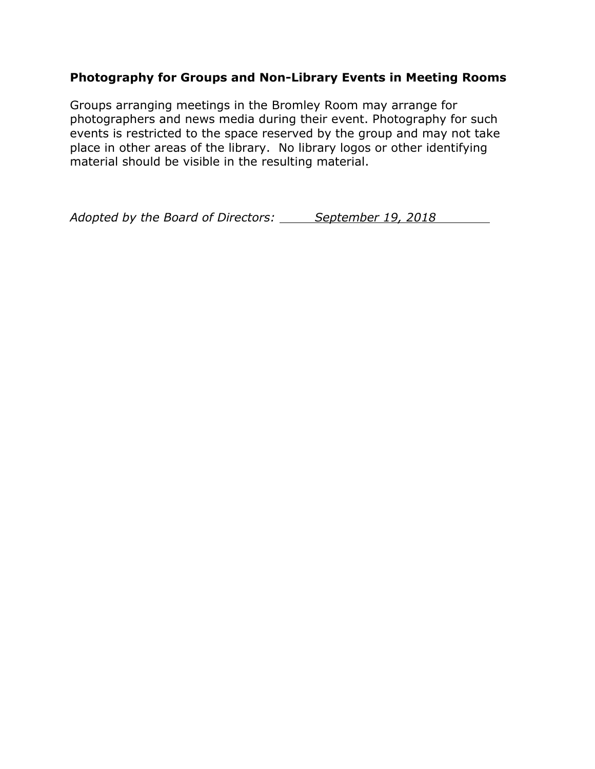### Photography for Groups and Non-Library Events in Meeting Rooms

Groups arranging meetings in the Bromley Room may arrange for photographers and news media during their event. Photography for such events is restricted to the space reserved by the group and may not take place in other areas of the library. No library logos or other identifying material should be visible in the resulting material.

*Adopted by the Board of Directors:* *September 19, 2018*